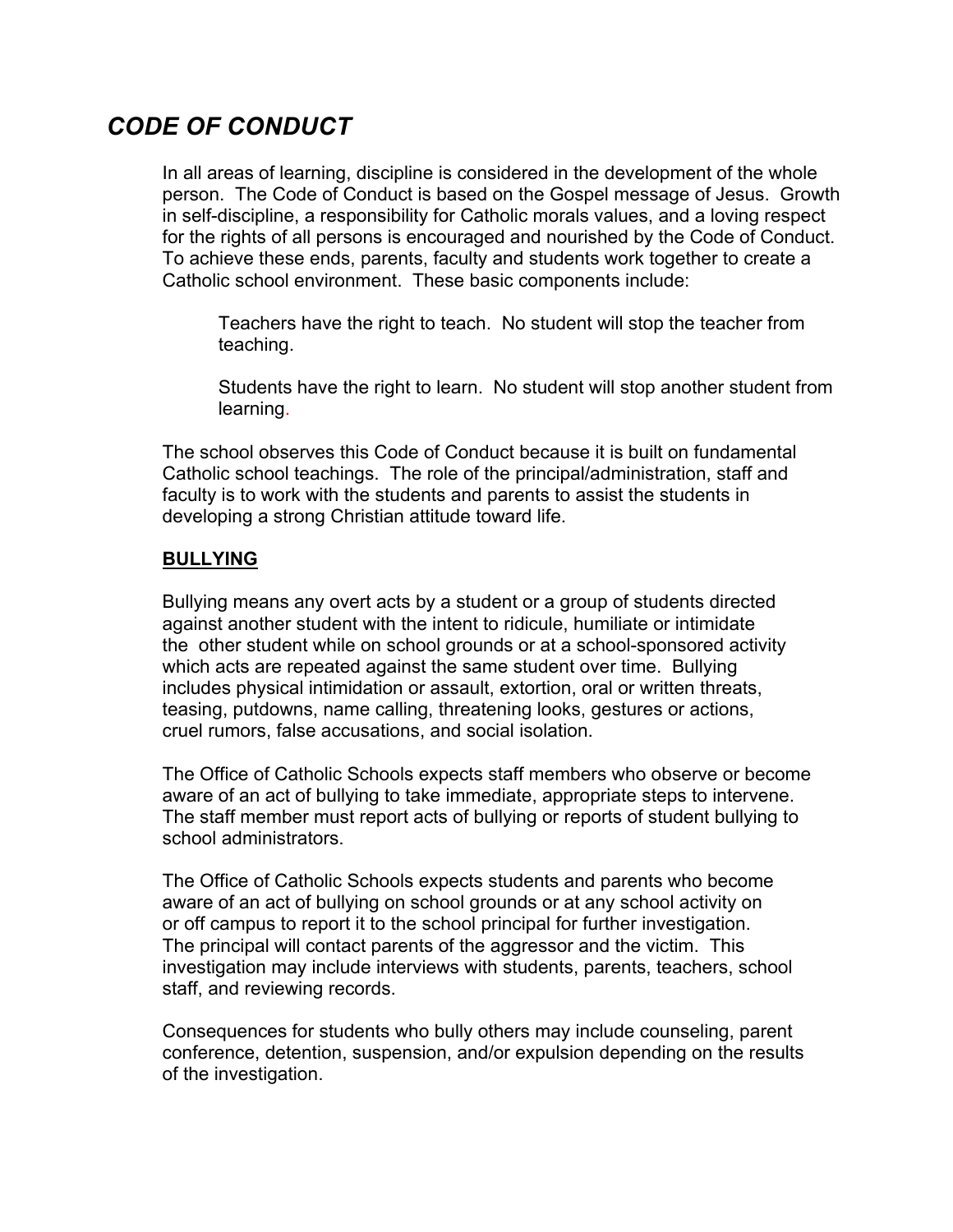# *CODE OF CONDUCT*

In all areas of learning, discipline is considered in the development of the whole person. The Code of Conduct is based on the Gospel message of Jesus. Growth in self-discipline, a responsibility for Catholic morals values, and a loving respect for the rights of all persons is encouraged and nourished by the Code of Conduct. To achieve these ends, parents, faculty and students work together to create a Catholic school environment. These basic components include:

> Teachers have the right to teach. No student will stop the teacher from teaching.
>
> Students have the right to learn. No student will stop another student from learning.

The school observes this Code of Conduct because it is built on fundamental Catholic school teachings. The role of the principal/administration, staff and faculty is to work with the students and parents to assist the students in developing a strong Christian attitude toward life.

## BULLYING

Bullying means any overt acts by a student or a group of students directed against another student with the intent to ridicule, humiliate or intimidate the other student while on school grounds or at a school-sponsored activity which acts are repeated against the same student over time. Bullying includes physical intimidation or assault, extortion, oral or written threats, teasing, putdowns, name calling, threatening looks, gestures or actions, cruel rumors, false accusations, and social isolation.

The Office of Catholic Schools expects staff members who observe or become aware of an act of bullying to take immediate, appropriate steps to intervene. The staff member must report acts of bullying or reports of student bullying to school administrators.

The Office of Catholic Schools expects students and parents who become aware of an act of bullying on school grounds or at any school activity on or off campus to report it to the school principal for further investigation. The principal will contact parents of the aggressor and the victim. This investigation may include interviews with students, parents, teachers, school staff, and reviewing records.

Consequences for students who bully others may include counseling, parent conference, detention, suspension, and/or expulsion depending on the results of the investigation.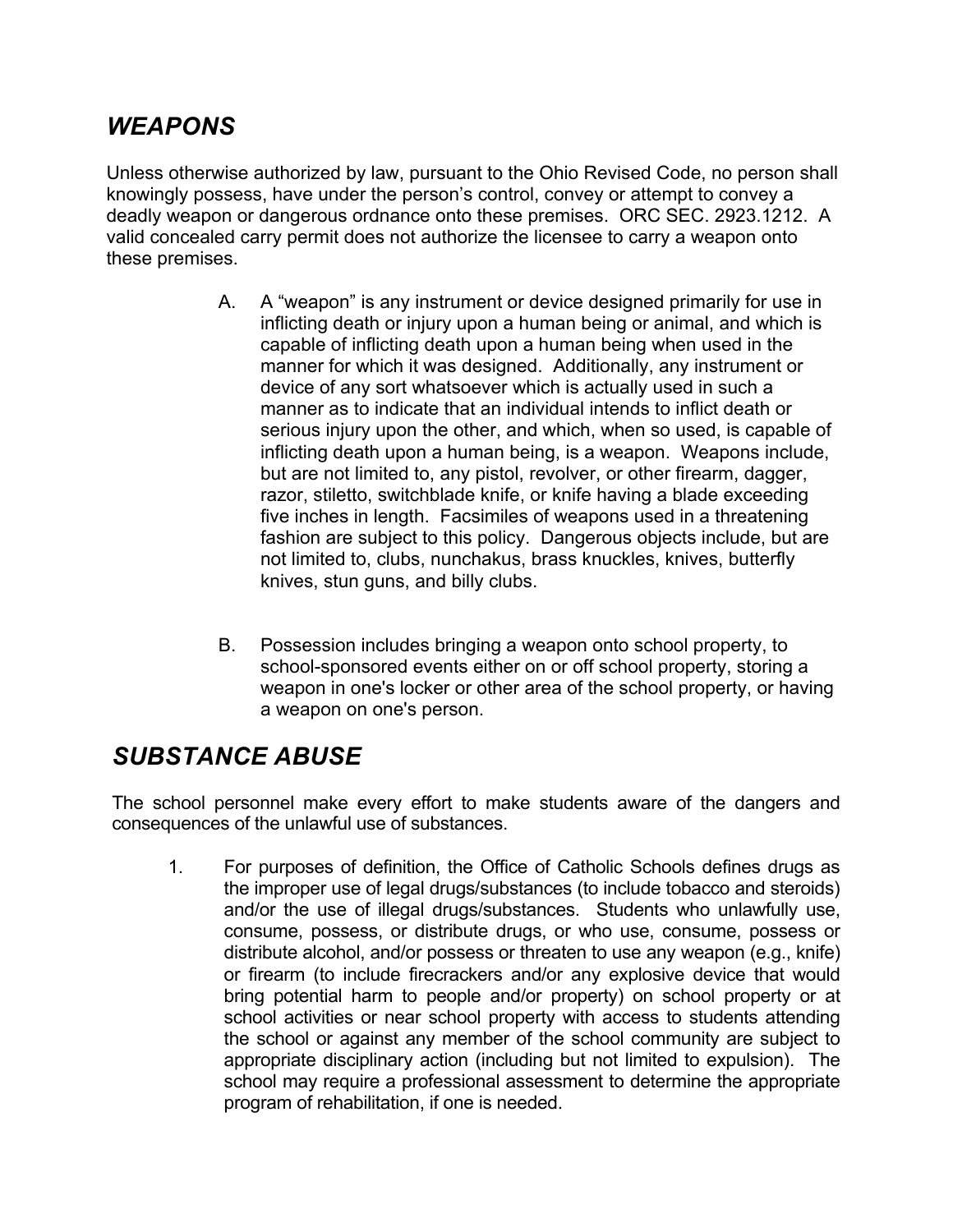## *WEAPONS*

Unless otherwise authorized by law, pursuant to the Ohio Revised Code, no person shall knowingly possess, have under the person's control, convey or attempt to convey a deadly weapon or dangerous ordnance onto these premises. ORC SEC. 2923.1212. A valid concealed carry permit does not authorize the licensee to carry a weapon onto these premises.

A. A "weapon" is any instrument or device designed primarily for use in inflicting death or injury upon a human being or animal, and which is capable of inflicting death upon a human being when used in the manner for which it was designed. Additionally, any instrument or device of any sort whatsoever which is actually used in such a manner as to indicate that an individual intends to inflict death or serious injury upon the other, and which, when so used, is capable of inflicting death upon a human being, is a weapon. Weapons include, but are not limited to, any pistol, revolver, or other firearm, dagger, razor, stiletto, switchblade knife, or knife having a blade exceeding five inches in length. Facsimiles of weapons used in a threatening fashion are subject to this policy. Dangerous objects include, but are not limited to, clubs, nunchakus, brass knuckles, knives, butterfly knives, stun guns, and billy clubs.

B. Possession includes bringing a weapon onto school property, to school-sponsored events either on or off school property, storing a weapon in one's locker or other area of the school property, or having a weapon on one's person.

## *SUBSTANCE ABUSE*

The school personnel make every effort to make students aware of the dangers and consequences of the unlawful use of substances.

1. For purposes of definition, the Office of Catholic Schools defines drugs as the improper use of legal drugs/substances (to include tobacco and steroids) and/or the use of illegal drugs/substances. Students who unlawfully use, consume, possess, or distribute drugs, or who use, consume, possess or distribute alcohol, and/or possess or threaten to use any weapon (e.g., knife) or firearm (to include firecrackers and/or any explosive device that would bring potential harm to people and/or property) on school property or at school activities or near school property with access to students attending the school or against any member of the school community are subject to appropriate disciplinary action (including but not limited to expulsion). The school may require a professional assessment to determine the appropriate program of rehabilitation, if one is needed.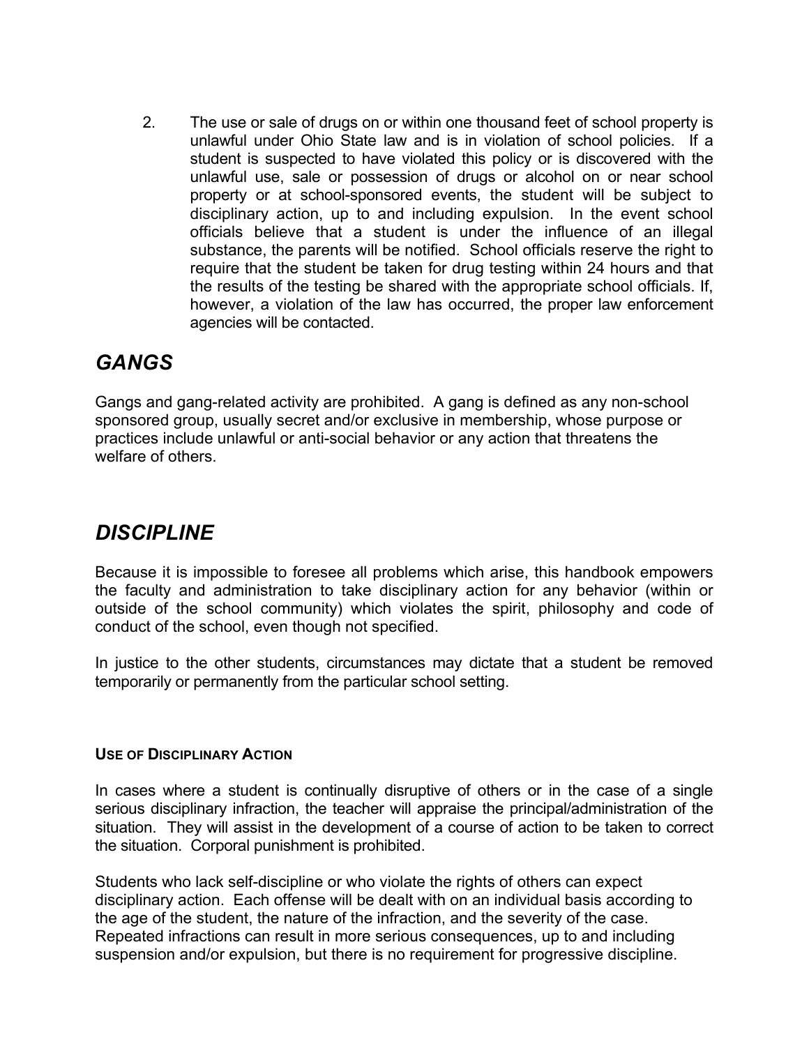2. The use or sale of drugs on or within one thousand feet of school property is unlawful under Ohio State law and is in violation of school policies. If a student is suspected to have violated this policy or is discovered with the unlawful use, sale or possession of drugs or alcohol on or near school property or at school-sponsored events, the student will be subject to disciplinary action, up to and including expulsion. In the event school officials believe that a student is under the influence of an illegal substance, the parents will be notified. School officials reserve the right to require that the student be taken for drug testing within 24 hours and that the results of the testing be shared with the appropriate school officials. If, however, a violation of the law has occurred, the proper law enforcement agencies will be contacted.

## *GANGS*

Gangs and gang-related activity are prohibited. A gang is defined as any non-school sponsored group, usually secret and/or exclusive in membership, whose purpose or practices include unlawful or anti-social behavior or any action that threatens the welfare of others.

## *DISCIPLINE*

Because it is impossible to foresee all problems which arise, this handbook empowers the faculty and administration to take disciplinary action for any behavior (within or outside of the school community) which violates the spirit, philosophy and code of conduct of the school, even though not specified.

In justice to the other students, circumstances may dictate that a student be removed temporarily or permanently from the particular school setting.

#### USE OF DISCIPLINARY ACTION

In cases where a student is continually disruptive of others or in the case of a single serious disciplinary infraction, the teacher will appraise the principal/administration of the situation. They will assist in the development of a course of action to be taken to correct the situation. Corporal punishment is prohibited.

Students who lack self-discipline or who violate the rights of others can expect disciplinary action. Each offense will be dealt with on an individual basis according to the age of the student, the nature of the infraction, and the severity of the case. Repeated infractions can result in more serious consequences, up to and including suspension and/or expulsion, but there is no requirement for progressive discipline.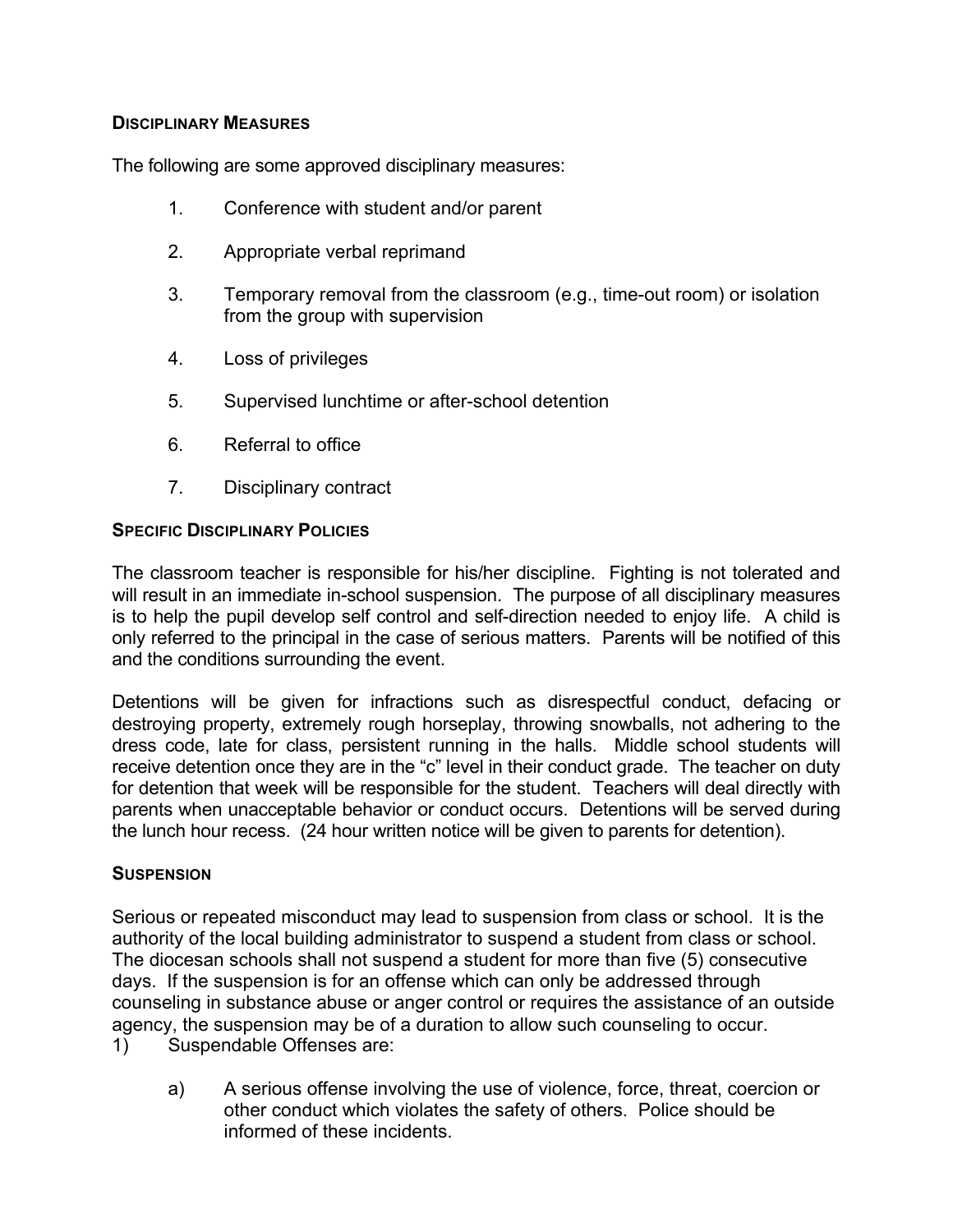## DISCIPLINARY MEASURES

The following are some approved disciplinary measures:

1. Conference with student and/or parent
2. Appropriate verbal reprimand
3. Temporary removal from the classroom (e.g., time-out room) or isolation from the group with supervision
4. Loss of privileges
5. Supervised lunchtime or after-school detention
6. Referral to office
7. Disciplinary contract

## SPECIFIC DISCIPLINARY POLICIES

The classroom teacher is responsible for his/her discipline. Fighting is not tolerated and will result in an immediate in-school suspension. The purpose of all disciplinary measures is to help the pupil develop self control and self-direction needed to enjoy life. A child is only referred to the principal in the case of serious matters. Parents will be notified of this and the conditions surrounding the event.

Detentions will be given for infractions such as disrespectful conduct, defacing or destroying property, extremely rough horseplay, throwing snowballs, not adhering to the dress code, late for class, persistent running in the halls. Middle school students will receive detention once they are in the "c" level in their conduct grade. The teacher on duty for detention that week will be responsible for the student. Teachers will deal directly with parents when unacceptable behavior or conduct occurs. Detentions will be served during the lunch hour recess. (24 hour written notice will be given to parents for detention).

## SUSPENSION

Serious or repeated misconduct may lead to suspension from class or school. It is the authority of the local building administrator to suspend a student from class or school. The diocesan schools shall not suspend a student for more than five (5) consecutive days. If the suspension is for an offense which can only be addressed through counseling in substance abuse or anger control or requires the assistance of an outside agency, the suspension may be of a duration to allow such counseling to occur.

1) Suspendable Offenses are:

   a) A serious offense involving the use of violence, force, threat, coercion or other conduct which violates the safety of others. Police should be informed of these incidents.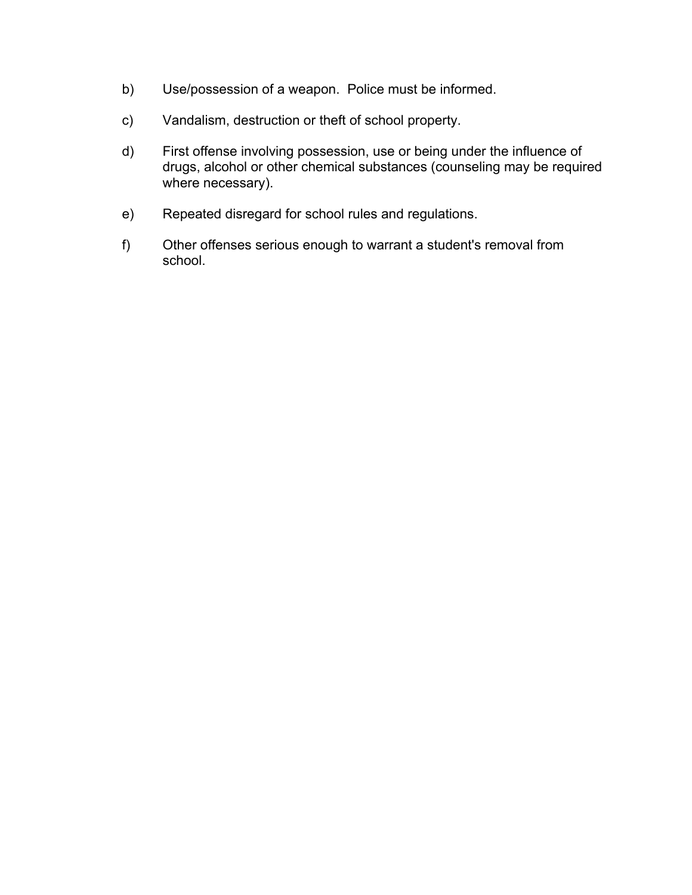b) Use/possession of a weapon. Police must be informed.

c) Vandalism, destruction or theft of school property.

d) First offense involving possession, use or being under the influence of drugs, alcohol or other chemical substances (counseling may be required where necessary).

e) Repeated disregard for school rules and regulations.

f) Other offenses serious enough to warrant a student's removal from school.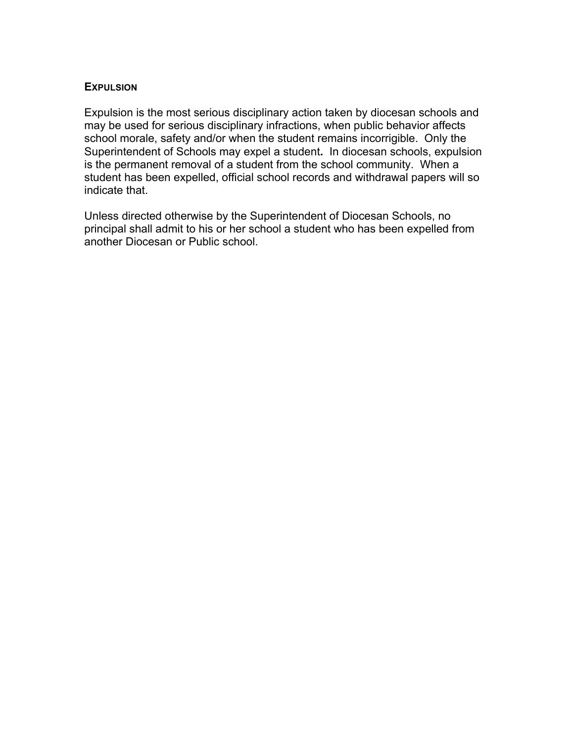**EXPULSION**

Expulsion is the most serious disciplinary action taken by diocesan schools and may be used for serious disciplinary infractions, when public behavior affects school morale, safety and/or when the student remains incorrigible. Only the Superintendent of Schools may expel a student**.** In diocesan schools, expulsion is the permanent removal of a student from the school community. When a student has been expelled, official school records and withdrawal papers will so indicate that.

Unless directed otherwise by the Superintendent of Diocesan Schools, no principal shall admit to his or her school a student who has been expelled from another Diocesan or Public school.